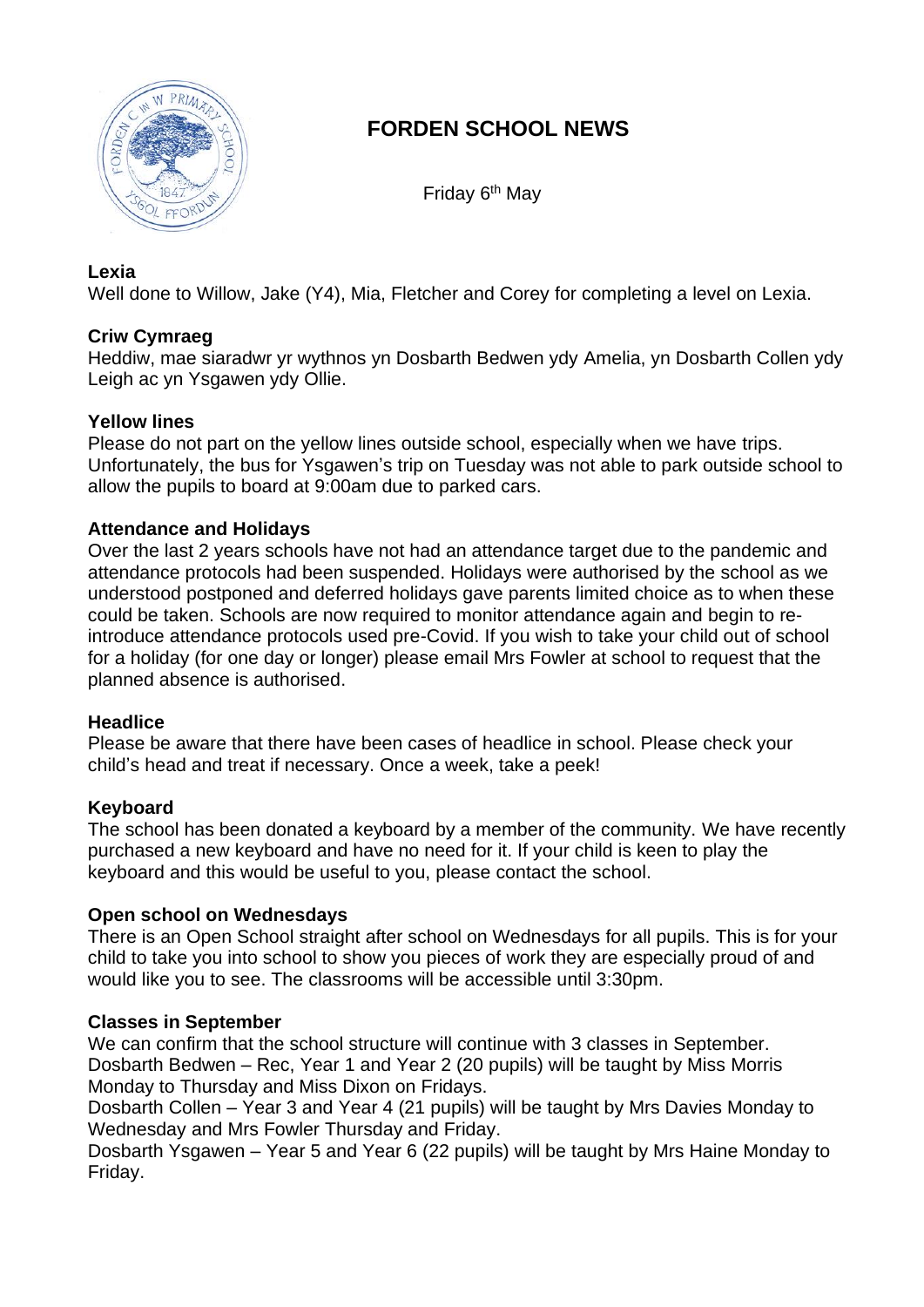# FORDEN SCHOOL NEWS

Friday 6th May

**Lexia**

Well done to Willow, Jake (Y4), Mia, Fletcher and Corey for completing a level on Lexia.

**Criw Cymraeg**

Heddiw, mae siaradwr yr wythnos yn Dosbarth Bedwen ydy Amelia, yn Dosbarth Collen ydy Leigh ac yn Ysgawen ydy Ollie.

**Yellow lines**

Please do not part on the yellow lines outside school, especially when we have trips. Unfortunately, the bus for Ysgawen's trip on Tuesday was not able to park outside school to allow the pupils to board at 9:00am due to parked cars.

**Attendance and Holidays**

Over the last 2 years schools have not had an attendance target due to the pandemic and attendance protocols had been suspended. Holidays were authorised by the school as we understood postponed and deferred holidays gave parents limited choice as to when these could be taken. Schools are now required to monitor attendance again and begin to re-introduce attendance protocols used pre-Covid. If you wish to take your child out of school for a holiday (for one day or longer) please email Mrs Fowler at school to request that the planned absence is authorised.

**Headlice**

Please be aware that there have been cases of headlice in school. Please check your child's head and treat if necessary. Once a week, take a peek!

**Keyboard**

The school has been donated a keyboard by a member of the community. We have recently purchased a new keyboard and have no need for it. If your child is keen to play the keyboard and this would be useful to you, please contact the school.

**Open school on Wednesdays**

There is an Open School straight after school on Wednesdays for all pupils. This is for your child to take you into school to show you pieces of work they are especially proud of and would like you to see. The classrooms will be accessible until 3:30pm.

**Classes in September**

We can confirm that the school structure will continue with 3 classes in September.
Dosbarth Bedwen – Rec, Year 1 and Year 2 (20 pupils) will be taught by Miss Morris Monday to Thursday and Miss Dixon on Fridays.
Dosbarth Collen – Year 3 and Year 4 (21 pupils) will be taught by Mrs Davies Monday to Wednesday and Mrs Fowler Thursday and Friday.
Dosbarth Ysgawen – Year 5 and Year 6 (22 pupils) will be taught by Mrs Haine Monday to Friday.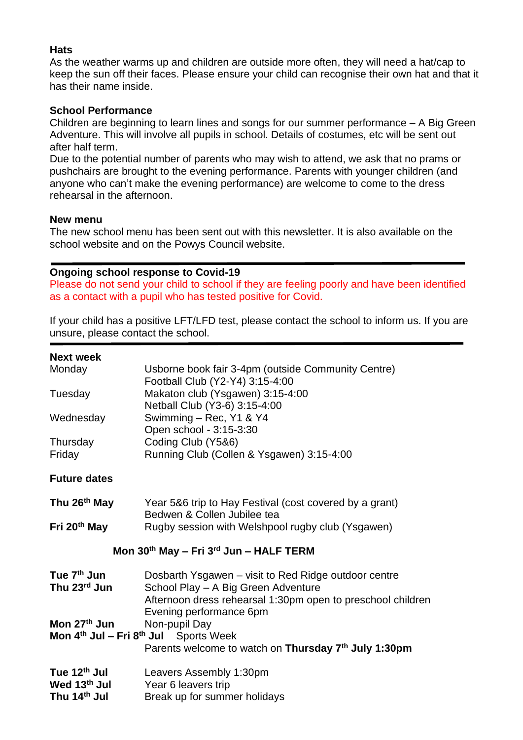**Hats**

As the weather warms up and children are outside more often, they will need a hat/cap to keep the sun off their faces. Please ensure your child can recognise their own hat and that it has their name inside.

**School Performance**

Children are beginning to learn lines and songs for our summer performance – A Big Green Adventure. This will involve all pupils in school. Details of costumes, etc will be sent out after half term.

Due to the potential number of parents who may wish to attend, we ask that no prams or pushchairs are brought to the evening performance. Parents with younger children (and anyone who can't make the evening performance) are welcome to come to the dress rehearsal in the afternoon.

**New menu**

The new school menu has been sent out with this newsletter. It is also available on the school website and on the Powys Council website.

---

**Ongoing school response to Covid-19**

Please do not send your child to school if they are feeling poorly and have been identified as a contact with a pupil who has tested positive for Covid.

If your child has a positive LFT/LFD test, please contact the school to inform us. If you are unsure, please contact the school.

---

**Next week**

| | |
|---|---|
| Monday | Usborne book fair 3-4pm (outside Community Centre)<br>Football Club (Y2-Y4) 3:15-4:00 |
| Tuesday | Makaton club (Ysgawen) 3:15-4:00<br>Netball Club (Y3-6) 3:15-4:00 |
| Wednesday | Swimming – Rec, Y1 & Y4<br>Open school - 3:15-3:30 |
| Thursday | Coding Club (Y5&6) |
| Friday | Running Club (Collen & Ysgawen) 3:15-4:00 |

**Future dates**

| | |
|---|---|
| **Thu 26th May** | Year 5&6 trip to Hay Festival (cost covered by a grant)<br>Bedwen & Collen Jubilee tea |
| **Fri 20th May** | Rugby session with Welshpool rugby club (Ysgawen) |

**Mon 30th May – Fri 3rd Jun – HALF TERM**

| | |
|---|---|
| **Tue 7th Jun** | Dosbarth Ysgawen – visit to Red Ridge outdoor centre |
| **Thu 23rd Jun** | School Play – A Big Green Adventure<br>Afternoon dress rehearsal 1:30pm open to preschool children<br>Evening performance 6pm |
| **Mon 27th Jun** | Non-pupil Day |
| **Mon 4th Jul – Fri 8th Jul** | Sports Week<br>Parents welcome to watch on **Thursday 7th July 1:30pm** |
| **Tue 12th Jul** | Leavers Assembly 1:30pm |
| **Wed 13th Jul** | Year 6 leavers trip |
| **Thu 14th Jul** | Break up for summer holidays |